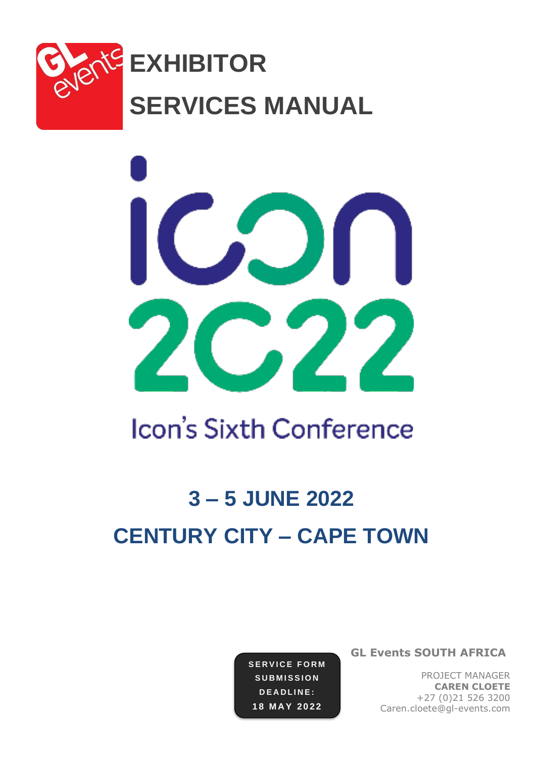# EXHIBITOR SERVICES MANUAL

Icon 2022

Icon's Sixth Conference

## 3 – 5 JUNE 2022

## CENTURY CITY – CAPE TOWN

**SERVICE FORM SUBMISSION DEADLINE: 18 MAY 2022**

**GL Events SOUTH AFRICA**

PROJECT MANAGER
**CAREN CLOETE**
+27 (0)21 526 3200
Caren.cloete@gl-events.com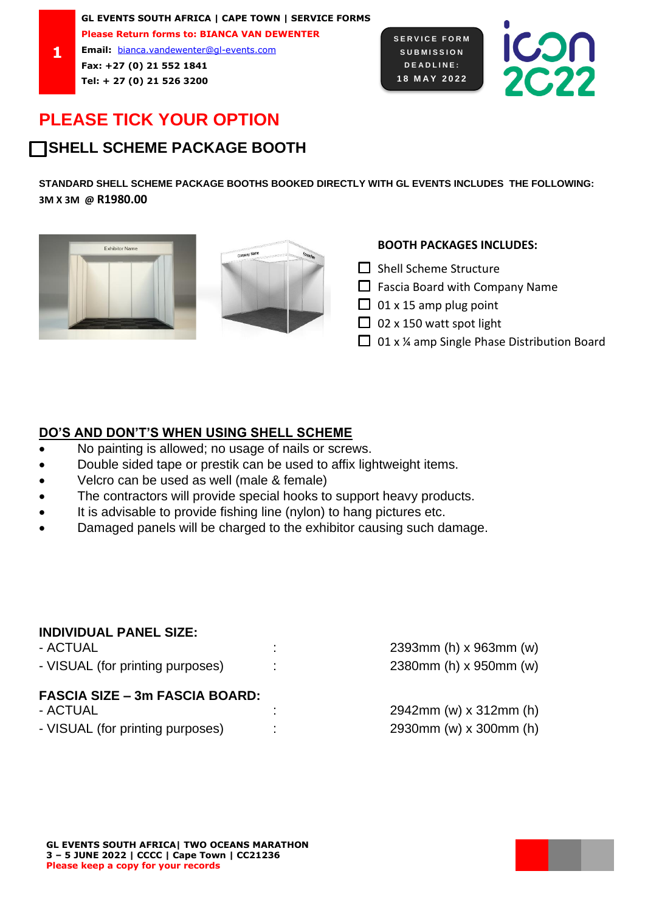GL EVENTS SOUTH AFRICA | CAPE TOWN | SERVICE FORMS

**Please Return forms to: BIANCA VAN DEWENTER**

**Email:** bianca.vandewenter@gl-events.com

**Fax:** +27 (0) 21 552 1841

**Tel:** + 27 (0) 21 526 3200

SERVICE FORM SUBMISSION DEADLINE: 18 MAY 2022

# PLEASE TICK YOUR OPTION

## ☐ SHELL SCHEME PACKAGE BOOTH

**STANDARD SHELL SCHEME PACKAGE BOOTHS BOOKED DIRECTLY WITH GL EVENTS INCLUDES THE FOLLOWING:**
**3M X 3M @ R1980.00**

**BOOTH PACKAGES INCLUDES:**

- ☐ Shell Scheme Structure
- ☐ Fascia Board with Company Name
- ☐ 01 x 15 amp plug point
- ☐ 02 x 150 watt spot light
- ☐ 01 x ¼ amp Single Phase Distribution Board

## DO'S AND DON'T'S WHEN USING SHELL SCHEME

- No painting is allowed; no usage of nails or screws.
- Double sided tape or prestik can be used to affix lightweight items.
- Velcro can be used as well (male & female)
- The contractors will provide special hooks to support heavy products.
- It is advisable to provide fishing line (nylon) to hang pictures etc.
- Damaged panels will be charged to the exhibitor causing such damage.

**INDIVIDUAL PANEL SIZE:**

| | | |
|---|---|---|
| - ACTUAL | : | 2393mm (h) x 963mm (w) |
| - VISUAL (for printing purposes) | : | 2380mm (h) x 950mm (w) |

**FASCIA SIZE – 3m FASCIA BOARD:**

| | | |
|---|---|---|
| - ACTUAL | : | 2942mm (w) x 312mm (h) |
| - VISUAL (for printing purposes) | : | 2930mm (w) x 300mm (h) |

GL EVENTS SOUTH AFRICA| TWO OCEANS MARATHON
3 – 5 JUNE 2022 | CCCC | Cape Town | CC21236
**Please keep a copy for your records**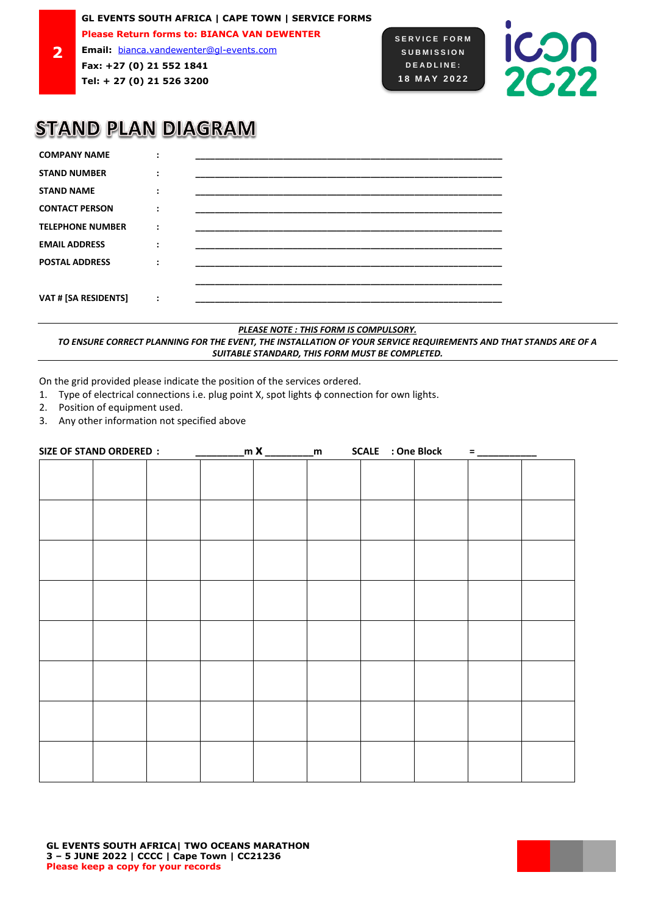**GL EVENTS SOUTH AFRICA | CAPE TOWN | SERVICE FORMS**

**Please Return forms to: BIANCA VAN DEWENTER**

**Email:** bianca.vandewenter@gl-events.com

**Fax: +27 (0) 21 552 1841**

**Tel: + 27 (0) 21 526 3200**

**SERVICE FORM SUBMISSION DEADLINE: 18 MAY 2022**

# STAND PLAN DIAGRAM

**COMPANY NAME** : ________________________________________________

**STAND NUMBER** : ________________________________________________

**STAND NAME** : ________________________________________________

**CONTACT PERSON** : ________________________________________________

**TELEPHONE NUMBER** : ________________________________________________

**EMAIL ADDRESS** : ________________________________________________

**POSTAL ADDRESS** : ________________________________________________

________________________________________________

**VAT # [SA RESIDENTS]** : ________________________________________________

***PLEASE NOTE : THIS FORM IS COMPULSORY.***

***TO ENSURE CORRECT PLANNING FOR THE EVENT, THE INSTALLATION OF YOUR SERVICE REQUIREMENTS AND THAT STANDS ARE OF A SUITABLE STANDARD, THIS FORM MUST BE COMPLETED.***

On the grid provided please indicate the position of the services ordered.

1. Type of electrical connections i.e. plug point X, spot lights ф connection for own lights.
2. Position of equipment used.
3. Any other information not specified above

**SIZE OF STAND ORDERED :** _________m **X** _________m **SCALE : One Block =** ___________

| | | | | | | | | | |
|---|---|---|---|---|---|---|---|---|---|
| | | | | | | | | | |
| | | | | | | | | | |
| | | | | | | | | | |
| | | | | | | | | | |
| | | | | | | | | | |
| | | | | | | | | | |
| | | | | | | | | | |
| | | | | | | | | | |

**GL EVENTS SOUTH AFRICA| TWO OCEANS MARATHON**
**3 – 5 JUNE 2022 | CCCC | Cape Town | CC21236**
**Please keep a copy for your records**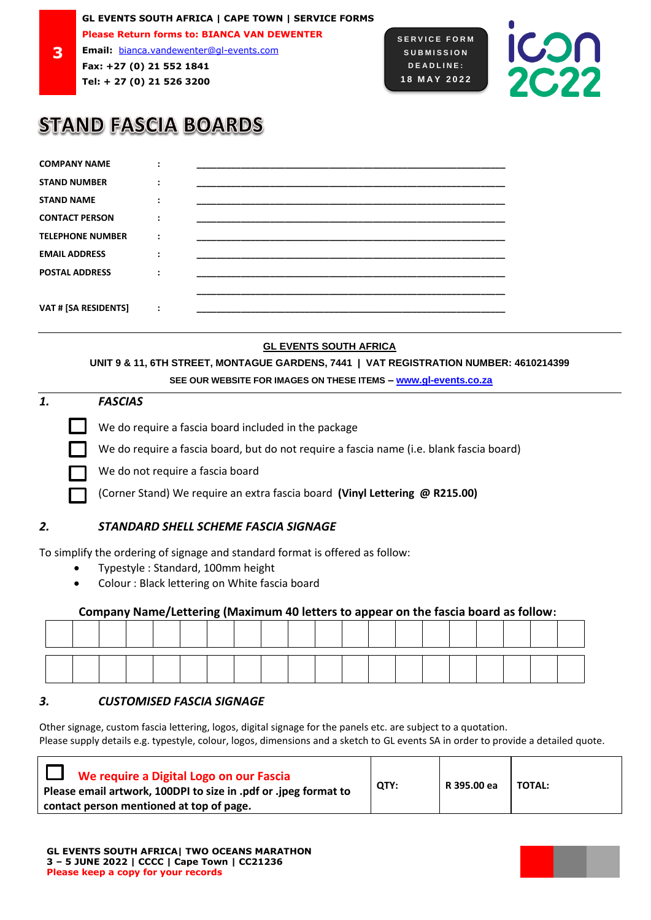**GL EVENTS SOUTH AFRICA | CAPE TOWN | SERVICE FORMS**

**Please Return forms to: BIANCA VAN DEWENTER**

**Email:** bianca.vandewenter@gl-events.com

**Fax: +27 (0) 21 552 1841**

**Tel: + 27 (0) 21 526 3200**

**SERVICE FORM SUBMISSION DEADLINE: 18 MAY 2022**

# STAND FASCIA BOARDS

| | | |
|---|---|---|
| **COMPANY NAME** | : | ______________________________ |
| **STAND NUMBER** | : | ______________________________ |
| **STAND NAME** | : | ______________________________ |
| **CONTACT PERSON** | : | ______________________________ |
| **TELEPHONE NUMBER** | : | ______________________________ |
| **EMAIL ADDRESS** | : | ______________________________ |
| **POSTAL ADDRESS** | : | ______________________________ |
| | | ______________________________ |
| **VAT # [SA RESIDENTS]** | : | ______________________________ |

**GL EVENTS SOUTH AFRICA**

**UNIT 9 & 11, 6TH STREET, MONTAGUE GARDENS, 7441 | VAT REGISTRATION NUMBER: 4610214399**

**SEE OUR WEBSITE FOR IMAGES ON THESE ITEMS – www.gl-events.co.za**

## *1. FASCIAS*

- ☐ We do require a fascia board included in the package
- ☐ We do require a fascia board, but do not require a fascia name (i.e. blank fascia board)
- ☐ We do not require a fascia board
- ☐ (Corner Stand) We require an extra fascia board **(Vinyl Lettering @ R215.00)**

## *2. STANDARD SHELL SCHEME FASCIA SIGNAGE*

To simplify the ordering of signage and standard format is offered as follow:

- Typestyle : Standard, 100mm height
- Colour : Black lettering on White fascia board

**Company Name/Lettering (Maximum 40 letters to appear on the fascia board as follow:**

| | | | | | | | | | | | | | | | | | | | |
|---|---|---|---|---|---|---|---|---|---|---|---|---|---|---|---|---|---|---|---|
| | | | | | | | | | | | | | | | | | | | |
| | | | | | | | | | | | | | | | | | | | |

## *3. CUSTOMISED FASCIA SIGNAGE*

Other signage, custom fascia lettering, logos, digital signage for the panels etc. are subject to a quotation.
Please supply details e.g. typestyle, colour, logos, dimensions and a sketch to GL events SA in order to provide a detailed quote.

| | | | |
|---|---|---|---|
| ☐ **We require a Digital Logo on our Fascia** **Please email artwork, 100DPI to size in .pdf or .jpeg format to contact person mentioned at top of page.** | **QTY:** | **R 395.00 ea** | **TOTAL:** |

**GL EVENTS SOUTH AFRICA| TWO OCEANS MARATHON**
**3 – 5 JUNE 2022 | CCCC | Cape Town | CC21236**
**Please keep a copy for your records**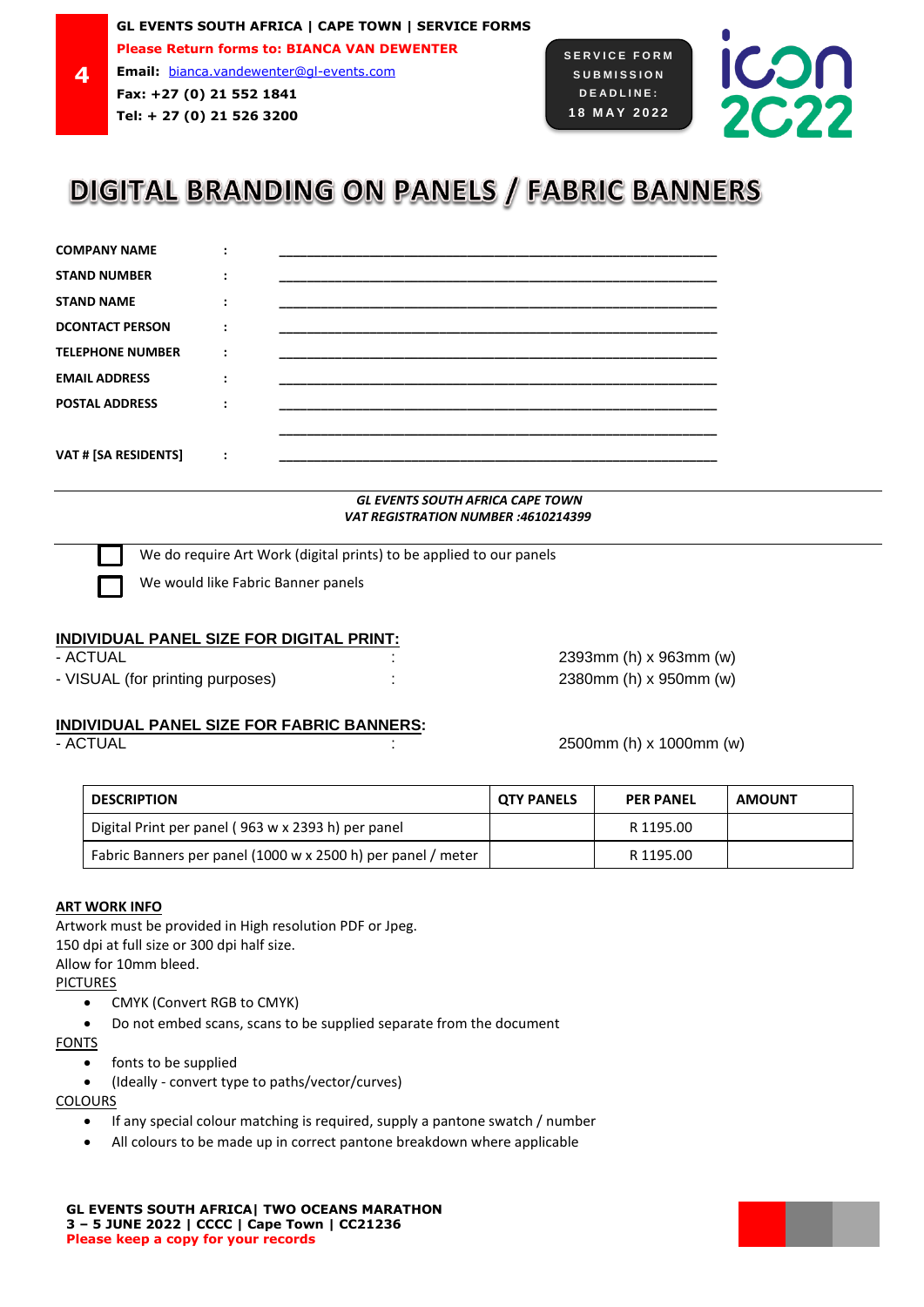GL EVENTS SOUTH AFRICA | CAPE TOWN | SERVICE FORMS

**Please Return forms to: BIANCA VAN DEWENTER**

**Email:** bianca.vandewenter@gl-events.com

**Fax: +27 (0) 21 552 1841**

**Tel: + 27 (0) 21 526 3200**

SERVICE FORM SUBMISSION DEADLINE: 18 MAY 2022

# DIGITAL BRANDING ON PANELS / FABRIC BANNERS

**COMPANY NAME** : ________________________________________

**STAND NUMBER** : ________________________________________

**STAND NAME** : ________________________________________

**DCONTACT PERSON** : ________________________________________

**TELEPHONE NUMBER** : ________________________________________

**EMAIL ADDRESS** : ________________________________________

**POSTAL ADDRESS** : ________________________________________

________________________________________

**VAT # [SA RESIDENTS]** : ________________________________________

***GL EVENTS SOUTH AFRICA CAPE TOWN***
***VAT REGISTRATION NUMBER :4610214399***

☐ We do require Art Work (digital prints) to be applied to our panels

☐ We would like Fabric Banner panels

**INDIVIDUAL PANEL SIZE FOR DIGITAL PRINT:**

- ACTUAL : 2393mm (h) x 963mm (w)
- VISUAL (for printing purposes) : 2380mm (h) x 950mm (w)

**INDIVIDUAL PANEL SIZE FOR FABRIC BANNERS:**

- ACTUAL : 2500mm (h) x 1000mm (w)

| DESCRIPTION | QTY PANELS | PER PANEL | AMOUNT |
|---|---|---|---|
| Digital Print per panel ( 963 w x 2393 h) per panel | | R 1195.00 | |
| Fabric Banners per panel (1000 w x 2500 h) per panel / meter | | R 1195.00 | |

**ART WORK INFO**

Artwork must be provided in High resolution PDF or Jpeg.
150 dpi at full size or 300 dpi half size.
Allow for 10mm bleed.

PICTURES

- CMYK (Convert RGB to CMYK)
- Do not embed scans, scans to be supplied separate from the document

FONTS

- fonts to be supplied
- (Ideally - convert type to paths/vector/curves)

COLOURS

- If any special colour matching is required, supply a pantone swatch / number
- All colours to be made up in correct pantone breakdown where applicable

**GL EVENTS SOUTH AFRICA| TWO OCEANS MARATHON**
**3 – 5 JUNE 2022 | CCCC | Cape Town | CC21236**
**Please keep a copy for your records**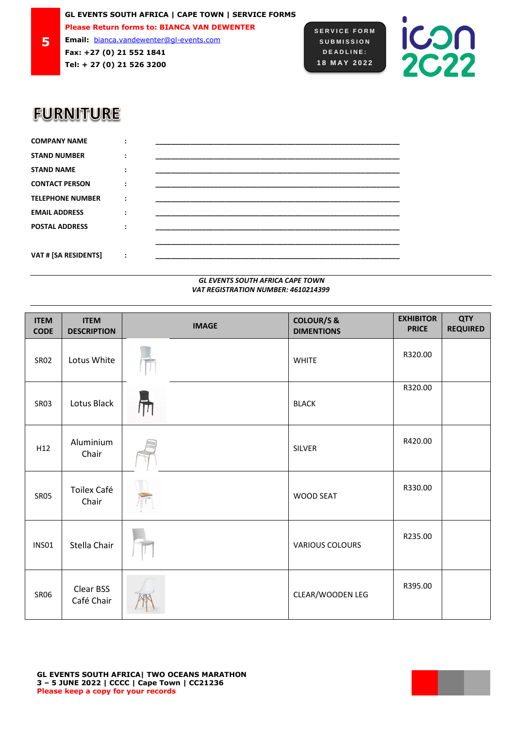5

**GL EVENTS SOUTH AFRICA | CAPE TOWN | SERVICE FORMS**

**Please Return forms to: BIANCA VAN DEWENTER**

**Email:** bianca.vandewenter@gl-events.com

**Fax: +27 (0) 21 552 1841**

**Tel: + 27 (0) 21 526 3200**

SERVICE FORM SUBMISSION DEADLINE: 18 MAY 2022

icon 2022

# FURNITURE

| | | |
|---|---|---|
| **COMPANY NAME** | : | ________________________________ |
| **STAND NUMBER** | : | ________________________________ |
| **STAND NAME** | : | ________________________________ |
| **CONTACT PERSON** | : | ________________________________ |
| **TELEPHONE NUMBER** | : | ________________________________ |
| **EMAIL ADDRESS** | : | ________________________________ |
| **POSTAL ADDRESS** | : | ________________________________ |
| | | ________________________________ |
| **VAT # [SA RESIDENTS]** | : | ________________________________ |

***GL EVENTS SOUTH AFRICA CAPE TOWN***
***VAT REGISTRATION NUMBER: 4610214399***

| ITEM CODE | ITEM DESCRIPTION | IMAGE | COLOUR/S & DIMENTIONS | EXHIBITOR PRICE | QTY REQUIRED |
|---|---|---|---|---|---|
| SR02 | Lotus White | | WHITE | R320.00 | |
| SR03 | Lotus Black | | BLACK | R320.00 | |
| H12 | Aluminium Chair | | SILVER | R420.00 | |
| SR05 | Toilex Café Chair | | WOOD SEAT | R330.00 | |
| INS01 | Stella Chair | | VARIOUS COLOURS | R235.00 | |
| SR06 | Clear BSS Café Chair | | CLEAR/WOODEN LEG | R395.00 | |

**GL EVENTS SOUTH AFRICA| TWO OCEANS MARATHON**
**3 – 5 JUNE 2022 | CCCC | Cape Town | CC21236**
**Please keep a copy for your records**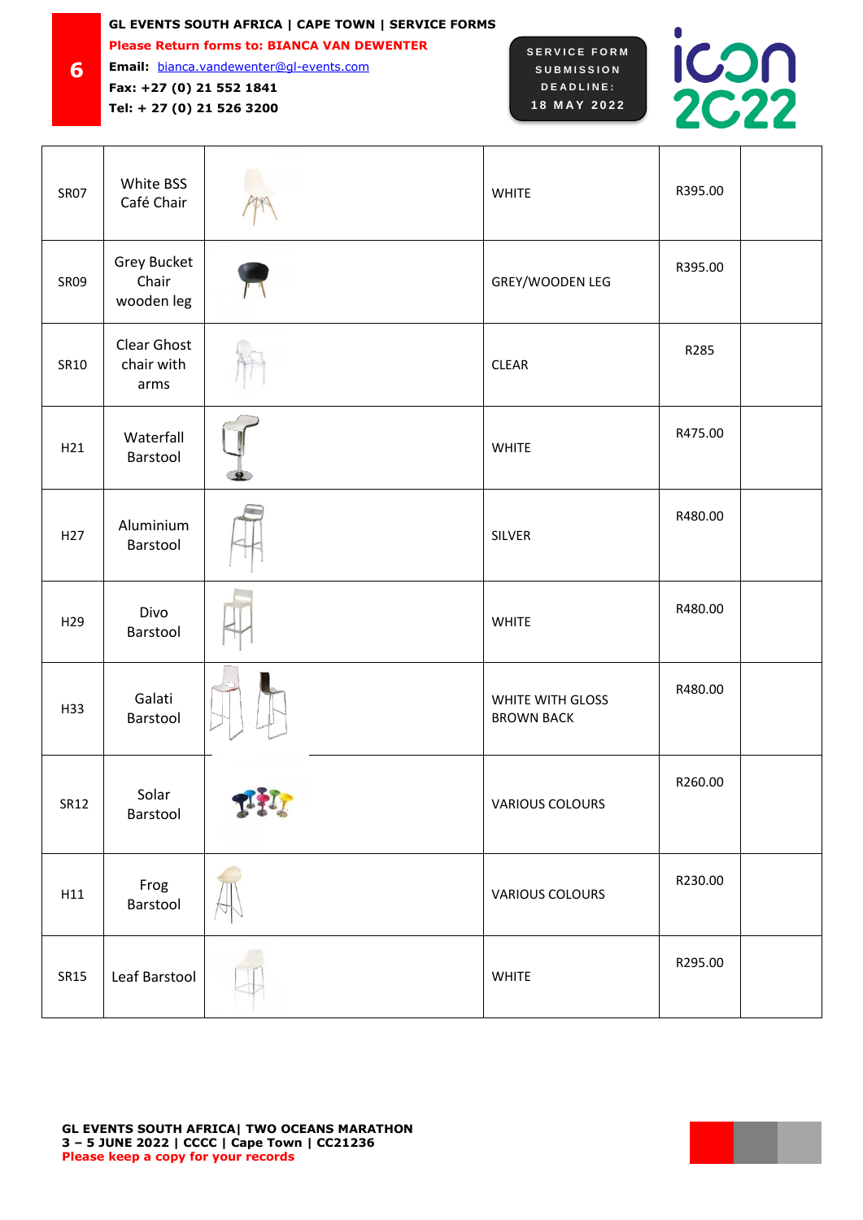GL EVENTS SOUTH AFRICA | CAPE TOWN | SERVICE FORMS

**Please Return forms to: BIANCA VAN DEWENTER**

**Email:** bianca.vandewenter@gl-events.com

**Fax: +27 (0) 21 552 1841**

**Tel: + 27 (0) 21 526 3200**

SERVICE FORM SUBMISSION DEADLINE: 18 MAY 2022

| | | | | | |
|---|---|---|---|---|---|
| SR07 | White BSS Café Chair | | WHITE | R395.00 | |
| SR09 | Grey Bucket Chair wooden leg | | GREY/WOODEN LEG | R395.00 | |
| SR10 | Clear Ghost chair with arms | | CLEAR | R285 | |
| H21 | Waterfall Barstool | | WHITE | R475.00 | |
| H27 | Aluminium Barstool | | SILVER | R480.00 | |
| H29 | Divo Barstool | | WHITE | R480.00 | |
| H33 | Galati Barstool | | WHITE WITH GLOSS BROWN BACK | R480.00 | |
| SR12 | Solar Barstool | | VARIOUS COLOURS | R260.00 | |
| H11 | Frog Barstool | | VARIOUS COLOURS | R230.00 | |
| SR15 | Leaf Barstool | | WHITE | R295.00 | |

**GL EVENTS SOUTH AFRICA| TWO OCEANS MARATHON**
**3 – 5 JUNE 2022 | CCCC | Cape Town | CC21236**
**Please keep a copy for your records**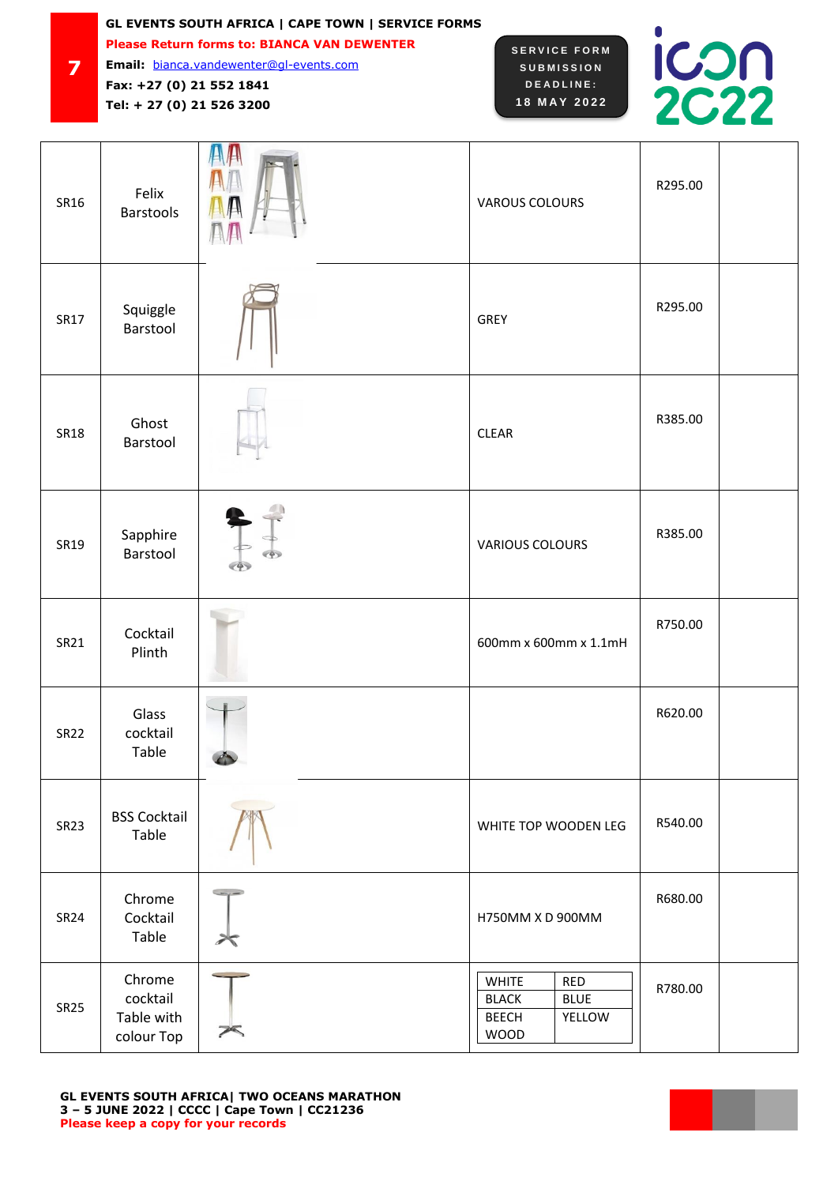**GL EVENTS SOUTH AFRICA | CAPE TOWN | SERVICE FORMS**

**Please Return forms to: BIANCA VAN DEWENTER**

**Email:** bianca.vandewenter@gl-events.com

**Fax: +27 (0) 21 552 1841**

**Tel: + 27 (0) 21 526 3200**

**SERVICE FORM SUBMISSION DEADLINE: 18 MAY 2022**

| | | | | | |
|---|---|---|---|---|---|
| SR16 | Felix Barstools | | VAROUS COLOURS | R295.00 | |
| SR17 | Squiggle Barstool | | GREY | R295.00 | |
| SR18 | Ghost Barstool | | CLEAR | R385.00 | |
| SR19 | Sapphire Barstool | | VARIOUS COLOURS | R385.00 | |
| SR21 | Cocktail Plinth | | 600mm x 600mm x 1.1mH | R750.00 | |
| SR22 | Glass cocktail Table | | | R620.00 | |
| SR23 | BSS Cocktail Table | | WHITE TOP WOODEN LEG | R540.00 | |
| SR24 | Chrome Cocktail Table | | H750MM X D 900MM | R680.00 | |
| SR25 | Chrome cocktail Table with colour Top | | WHITE, RED, BLACK, BLUE, BEECH, YELLOW, WOOD | R780.00 | |

**GL EVENTS SOUTH AFRICA| TWO OCEANS MARATHON**
**3 – 5 JUNE 2022 | CCCC | Cape Town | CC21236**
**Please keep a copy for your records**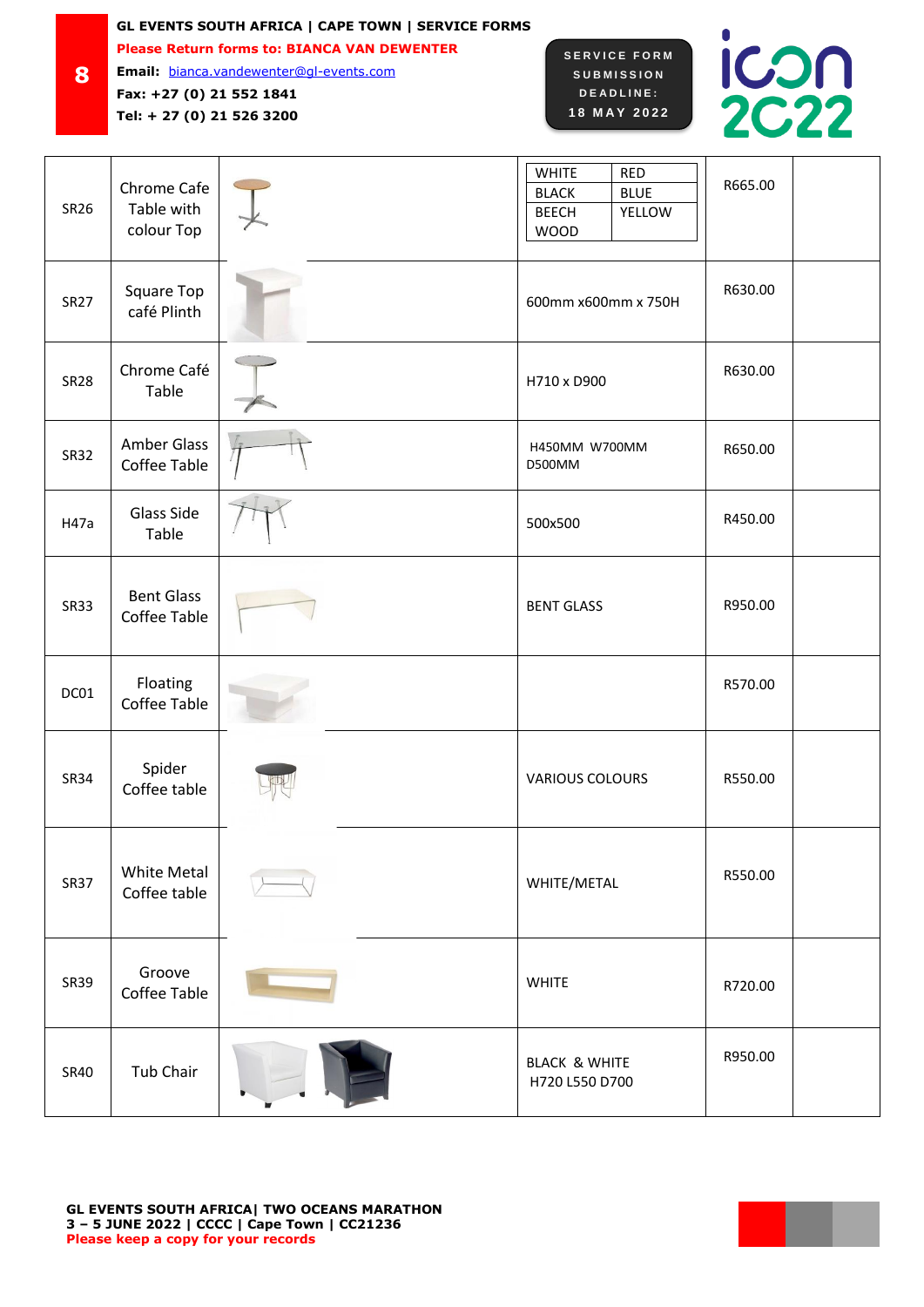GL EVENTS SOUTH AFRICA | CAPE TOWN | SERVICE FORMS

**Please Return forms to: BIANCA VAN DEWENTER**

**Email:** bianca.vandewenter@gl-events.com

**Fax: +27 (0) 21 552 1841**

**Tel: + 27 (0) 21 526 3200**

SERVICE FORM SUBMISSION DEADLINE: 18 MAY 2022

| | | | | | |
|---|---|---|---|---|---|
| SR26 | Chrome Cafe Table with colour Top | | WHITE / RED / BLACK / BLUE / BEECH / YELLOW / WOOD | R665.00 | |
| SR27 | Square Top café Plinth | | 600mm x600mm x 750H | R630.00 | |
| SR28 | Chrome Café Table | | H710 x D900 | R630.00 | |
| SR32 | Amber Glass Coffee Table | | H450MM W700MM D500MM | R650.00 | |
| H47a | Glass Side Table | | 500x500 | R450.00 | |
| SR33 | Bent Glass Coffee Table | | BENT GLASS | R950.00 | |
| DC01 | Floating Coffee Table | | | R570.00 | |
| SR34 | Spider Coffee table | | VARIOUS COLOURS | R550.00 | |
| SR37 | White Metal Coffee table | | WHITE/METAL | R550.00 | |
| SR39 | Groove Coffee Table | | WHITE | R720.00 | |
| SR40 | Tub Chair | | BLACK & WHITE H720 L550 D700 | R950.00 | |

**GL EVENTS SOUTH AFRICA| TWO OCEANS MARATHON**
**3 – 5 JUNE 2022 | CCCC | Cape Town | CC21236**
**Please keep a copy for your records**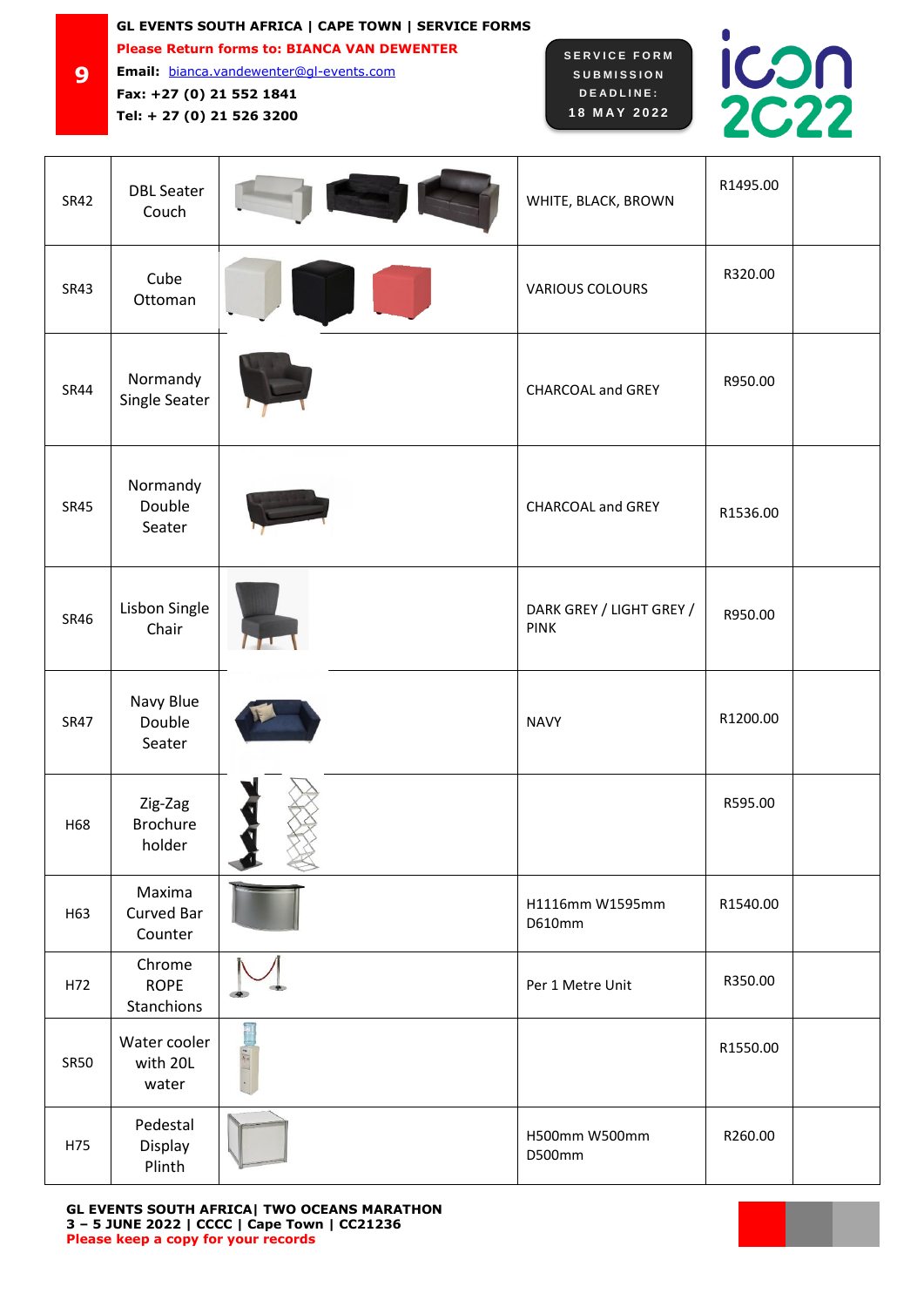GL EVENTS SOUTH AFRICA | CAPE TOWN | SERVICE FORMS

**Please Return forms to: BIANCA VAN DEWENTER**

**Email:** bianca.vandewenter@gl-events.com

**Fax: +27 (0) 21 552 1841**

**Tel: + 27 (0) 21 526 3200**

SERVICE FORM SUBMISSION DEADLINE: 18 MAY 2022

| | | | | | |
|---|---|---|---|---|---|
| SR42 | DBL Seater Couch | | WHITE, BLACK, BROWN | R1495.00 | |
| SR43 | Cube Ottoman | | VARIOUS COLOURS | R320.00 | |
| SR44 | Normandy Single Seater | | CHARCOAL and GREY | R950.00 | |
| SR45 | Normandy Double Seater | | CHARCOAL and GREY | R1536.00 | |
| SR46 | Lisbon Single Chair | | DARK GREY / LIGHT GREY / PINK | R950.00 | |
| SR47 | Navy Blue Double Seater | | NAVY | R1200.00 | |
| H68 | Zig-Zag Brochure holder | | | R595.00 | |
| H63 | Maxima Curved Bar Counter | | H1116mm W1595mm D610mm | R1540.00 | |
| H72 | Chrome ROPE Stanchions | | Per 1 Metre Unit | R350.00 | |
| SR50 | Water cooler with 20L water | | | R1550.00 | |
| H75 | Pedestal Display Plinth | | H500mm W500mm D500mm | R260.00 | |

**GL EVENTS SOUTH AFRICA| TWO OCEANS MARATHON**
**3 – 5 JUNE 2022 | CCCC | Cape Town | CC21236**
**Please keep a copy for your records**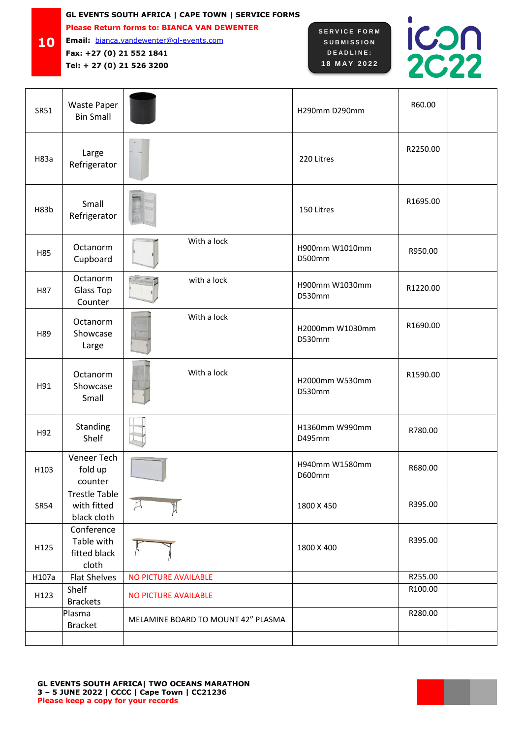GL EVENTS SOUTH AFRICA | CAPE TOWN | SERVICE FORMS

**Please Return forms to: BIANCA VAN DEWENTER**

**Email:** bianca.vandewenter@gl-events.com

**Fax: +27 (0) 21 552 1841**

**Tel: + 27 (0) 21 526 3200**

**SERVICE FORM SUBMISSION DEADLINE: 18 MAY 2022**

| SR51 | Waste Paper Bin Small | | H290mm D290mm | R60.00 | |
|---|---|---|---|---|---|
| H83a | Large Refrigerator | | 220 Litres | R2250.00 | |
| H83b | Small Refrigerator | | 150 Litres | R1695.00 | |
| H85 | Octanorm Cupboard | With a lock | H900mm W1010mm D500mm | R950.00 | |
| H87 | Octanorm Glass Top Counter | with a lock | H900mm W1030mm D530mm | R1220.00 | |
| H89 | Octanorm Showcase Large | With a lock | H2000mm W1030mm D530mm | R1690.00 | |
| H91 | Octanorm Showcase Small | With a lock | H2000mm W530mm D530mm | R1590.00 | |
| H92 | Standing Shelf | | H1360mm W990mm D495mm | R780.00 | |
| H103 | Veneer Tech fold up counter | | H940mm W1580mm D600mm | R680.00 | |
| SR54 | Trestle Table with fitted black cloth | | 1800 X 450 | R395.00 | |
| H125 | Conference Table with fitted black cloth | | 1800 X 400 | R395.00 | |
| H107a | Flat Shelves | NO PICTURE AVAILABLE | | R255.00 | |
| H123 | Shelf Brackets | NO PICTURE AVAILABLE | | R100.00 | |
| | Plasma Bracket | MELAMINE BOARD TO MOUNT 42" PLASMA | | R280.00 | |
| | | | | | |

**GL EVENTS SOUTH AFRICA| TWO OCEANS MARATHON**
**3 – 5 JUNE 2022 | CCCC | Cape Town | CC21236**
**Please keep a copy for your records**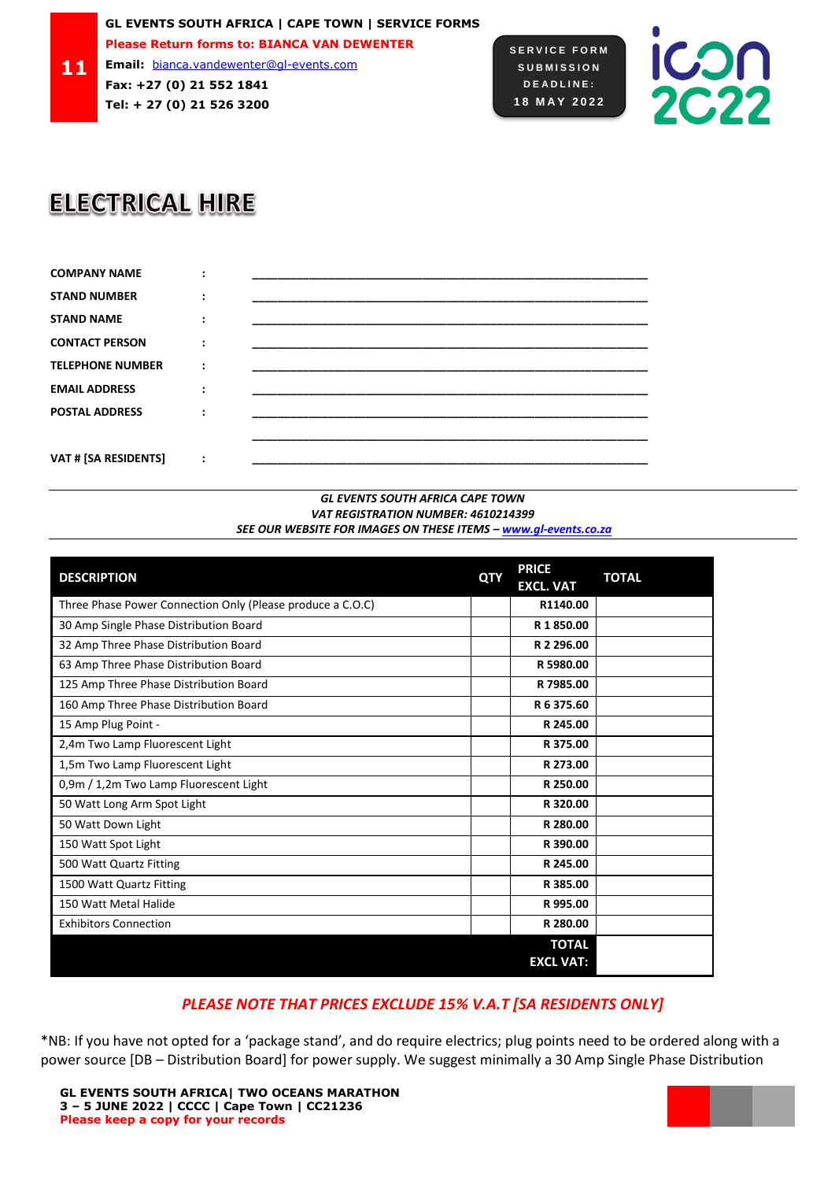**GL EVENTS SOUTH AFRICA | CAPE TOWN | SERVICE FORMS**

**Please Return forms to: BIANCA VAN DEWENTER**

**Email:** bianca.vandewenter@gl-events.com

**Fax: +27 (0) 21 552 1841**

**Tel: + 27 (0) 21 526 3200**

**SERVICE FORM SUBMISSION DEADLINE: 18 MAY 2022**

# ELECTRICAL HIRE

**COMPANY NAME** : ______________________________

**STAND NUMBER** : ______________________________

**STAND NAME** : ______________________________

**CONTACT PERSON** : ______________________________

**TELEPHONE NUMBER** : ______________________________

**EMAIL ADDRESS** : ______________________________

**POSTAL ADDRESS** : ______________________________

______________________________

**VAT # [SA RESIDENTS]** : ______________________________

***GL EVENTS SOUTH AFRICA CAPE TOWN***
***VAT REGISTRATION NUMBER: 4610214399***
***SEE OUR WEBSITE FOR IMAGES ON THESE ITEMS – www.gl-events.co.za***

| DESCRIPTION | QTY | PRICE EXCL. VAT | TOTAL |
|---|---|---|---|
| Three Phase Power Connection Only (Please produce a C.O.C) | | R1140.00 | |
| 30 Amp Single Phase Distribution Board | | R 1 850.00 | |
| 32 Amp Three Phase Distribution Board | | R 2 296.00 | |
| 63 Amp Three Phase Distribution Board | | R 5980.00 | |
| 125 Amp Three Phase Distribution Board | | R 7985.00 | |
| 160 Amp Three Phase Distribution Board | | R 6 375.60 | |
| 15 Amp Plug Point - | | R 245.00 | |
| 2,4m Two Lamp Fluorescent Light | | R 375.00 | |
| 1,5m Two Lamp Fluorescent Light | | R 273.00 | |
| 0,9m / 1,2m Two Lamp Fluorescent Light | | R 250.00 | |
| 50 Watt Long Arm Spot Light | | R 320.00 | |
| 50 Watt Down Light | | R 280.00 | |
| 150 Watt Spot Light | | R 390.00 | |
| 500 Watt Quartz Fitting | | R 245.00 | |
| 1500 Watt Quartz Fitting | | R 385.00 | |
| 150 Watt Metal Halide | | R 995.00 | |
| Exhibitors Connection | | R 280.00 | |
| | | **TOTAL EXCL VAT:** | |

***PLEASE NOTE THAT PRICES EXCLUDE 15% V.A.T [SA RESIDENTS ONLY]***

*NB: If you have not opted for a 'package stand', and do require electrics; plug points need to be ordered along with a power source [DB – Distribution Board] for power supply. We suggest minimally a 30 Amp Single Phase Distribution

**GL EVENTS SOUTH AFRICA| TWO OCEANS MARATHON**
**3 – 5 JUNE 2022 | CCCC | Cape Town | CC21236**
**Please keep a copy for your records**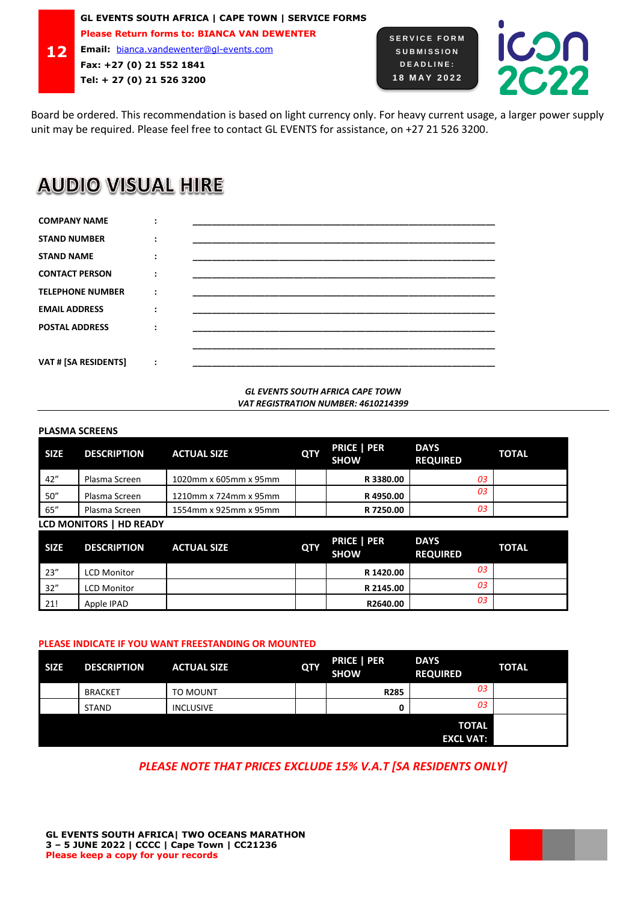Board be ordered. This recommendation is based on light currency only. For heavy current usage, a larger power supply unit may be required. Please feel free to contact GL EVENTS for assistance, on +27 21 526 3200.

# AUDIO VISUAL HIRE

**COMPANY NAME** : ____________________

**STAND NUMBER** : ____________________

**STAND NAME** : ____________________

**CONTACT PERSON** : ____________________

**TELEPHONE NUMBER** : ____________________

**EMAIL ADDRESS** : ____________________

**POSTAL ADDRESS** : ____________________

____________________

**VAT # [SA RESIDENTS]** : ____________________

***GL EVENTS SOUTH AFRICA CAPE TOWN***
***VAT REGISTRATION NUMBER: 4610214399***

**PLASMA SCREENS**

| SIZE | DESCRIPTION | ACTUAL SIZE | QTY | PRICE \| PER SHOW | DAYS REQUIRED | TOTAL |
|---|---|---|---|---|---|---|
| 42" | Plasma Screen | 1020mm x 605mm x 95mm | | R 3380.00 | 03 | |
| 50" | Plasma Screen | 1210mm x 724mm x 95mm | | R 4950.00 | 03 | |
| 65" | Plasma Screen | 1554mm x 925mm x 95mm | | R 7250.00 | 03 | |

**LCD MONITORS | HD READY**

| SIZE | DESCRIPTION | ACTUAL SIZE | QTY | PRICE \| PER SHOW | DAYS REQUIRED | TOTAL |
|---|---|---|---|---|---|---|
| 23" | LCD Monitor | | | R 1420.00 | 03 | |
| 32" | LCD Monitor | | | R 2145.00 | 03 | |
| 21! | Apple IPAD | | | R2640.00 | 03 | |

**PLEASE INDICATE IF YOU WANT FREESTANDING OR MOUNTED**

| SIZE | DESCRIPTION | ACTUAL SIZE | QTY | PRICE \| PER SHOW | DAYS REQUIRED | TOTAL |
|---|---|---|---|---|---|---|
| | BRACKET | TO MOUNT | | R285 | 03 | |
| | STAND | INCLUSIVE | | 0 | 03 | |
| | | | | | TOTAL EXCL VAT: | |

***PLEASE NOTE THAT PRICES EXCLUDE 15% V.A.T [SA RESIDENTS ONLY]***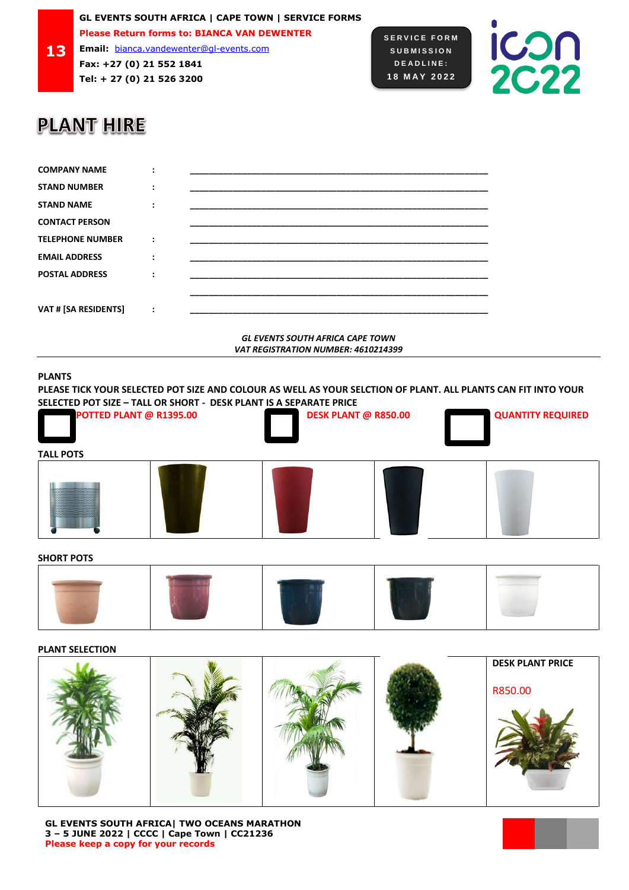**GL EVENTS SOUTH AFRICA | CAPE TOWN | SERVICE FORMS**

**Please Return forms to: BIANCA VAN DEWENTER**

**Email:** bianca.vandewenter@gl-events.com

**Fax: +27 (0) 21 552 1841**

**Tel: + 27 (0) 21 526 3200**

**SERVICE FORM SUBMISSION DEADLINE: 18 MAY 2022**

# PLANT HIRE

| | | |
|---|---|---|
| COMPANY NAME | : | ________________________________ |
| STAND NUMBER | : | ________________________________ |
| STAND NAME | : | ________________________________ |
| CONTACT PERSON | | ________________________________ |
| TELEPHONE NUMBER | : | ________________________________ |
| EMAIL ADDRESS | : | ________________________________ |
| POSTAL ADDRESS | : | ________________________________ |
| | | ________________________________ |
| VAT # [SA RESIDENTS] | : | ________________________________ |

*GL EVENTS SOUTH AFRICA CAPE TOWN*
*VAT REGISTRATION NUMBER: 4610214399*

**PLANTS**

**PLEASE TICK YOUR SELECTED POT SIZE AND COLOUR AS WELL AS YOUR SELCTION OF PLANT. ALL PLANTS CAN FIT INTO YOUR SELECTED POT SIZE – TALL OR SHORT - DESK PLANT IS A SEPARATE PRICE**

☐ **POTTED PLANT @ R1395.00** ☐ **DESK PLANT @ R850.00** ☐ **QUANTITY REQUIRED**

**TALL POTS**

**SHORT POTS**

**PLANT SELECTION**

**DESK PLANT PRICE**

R850.00

**GL EVENTS SOUTH AFRICA| TWO OCEANS MARATHON**
**3 – 5 JUNE 2022 | CCCC | Cape Town | CC21236**
**Please keep a copy for your records**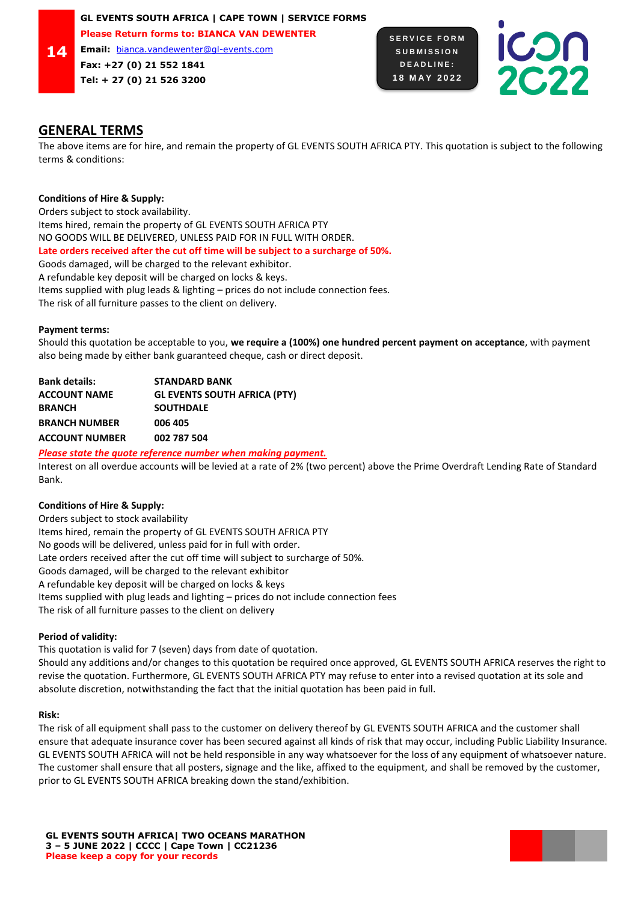## GENERAL TERMS

The above items are for hire, and remain the property of GL EVENTS SOUTH AFRICA PTY. This quotation is subject to the following terms & conditions:

**Conditions of Hire & Supply:**

Orders subject to stock availability.
Items hired, remain the property of GL EVENTS SOUTH AFRICA PTY
NO GOODS WILL BE DELIVERED, UNLESS PAID FOR IN FULL WITH ORDER.
**Late orders received after the cut off time will be subject to a surcharge of 50%.**
Goods damaged, will be charged to the relevant exhibitor.
A refundable key deposit will be charged on locks & keys.
Items supplied with plug leads & lighting – prices do not include connection fees.
The risk of all furniture passes to the client on delivery.

**Payment terms:**

Should this quotation be acceptable to you, **we require a (100%) one hundred percent payment on acceptance**, with payment also being made by either bank guaranteed cheque, cash or direct deposit.

| | |
|---|---|
| **Bank details:** | **STANDARD BANK** |
| **ACCOUNT NAME** | **GL EVENTS SOUTH AFRICA (PTY)** |
| **BRANCH** | **SOUTHDALE** |
| **BRANCH NUMBER** | **006 405** |
| **ACCOUNT NUMBER** | **002 787 504** |

***Please state the quote reference number when making payment.***

Interest on all overdue accounts will be levied at a rate of 2% (two percent) above the Prime Overdraft Lending Rate of Standard Bank.

**Conditions of Hire & Supply:**

Orders subject to stock availability
Items hired, remain the property of GL EVENTS SOUTH AFRICA PTY
No goods will be delivered, unless paid for in full with order.
Late orders received after the cut off time will subject to surcharge of 50%.
Goods damaged, will be charged to the relevant exhibitor
A refundable key deposit will be charged on locks & keys
Items supplied with plug leads and lighting – prices do not include connection fees
The risk of all furniture passes to the client on delivery

**Period of validity:**

This quotation is valid for 7 (seven) days from date of quotation.
Should any additions and/or changes to this quotation be required once approved, GL EVENTS SOUTH AFRICA reserves the right to revise the quotation. Furthermore, GL EVENTS SOUTH AFRICA PTY may refuse to enter into a revised quotation at its sole and absolute discretion, notwithstanding the fact that the initial quotation has been paid in full.

**Risk:**

The risk of all equipment shall pass to the customer on delivery thereof by GL EVENTS SOUTH AFRICA and the customer shall ensure that adequate insurance cover has been secured against all kinds of risk that may occur, including Public Liability Insurance. GL EVENTS SOUTH AFRICA will not be held responsible in any way whatsoever for the loss of any equipment of whatsoever nature. The customer shall ensure that all posters, signage and the like, affixed to the equipment, and shall be removed by the customer, prior to GL EVENTS SOUTH AFRICA breaking down the stand/exhibition.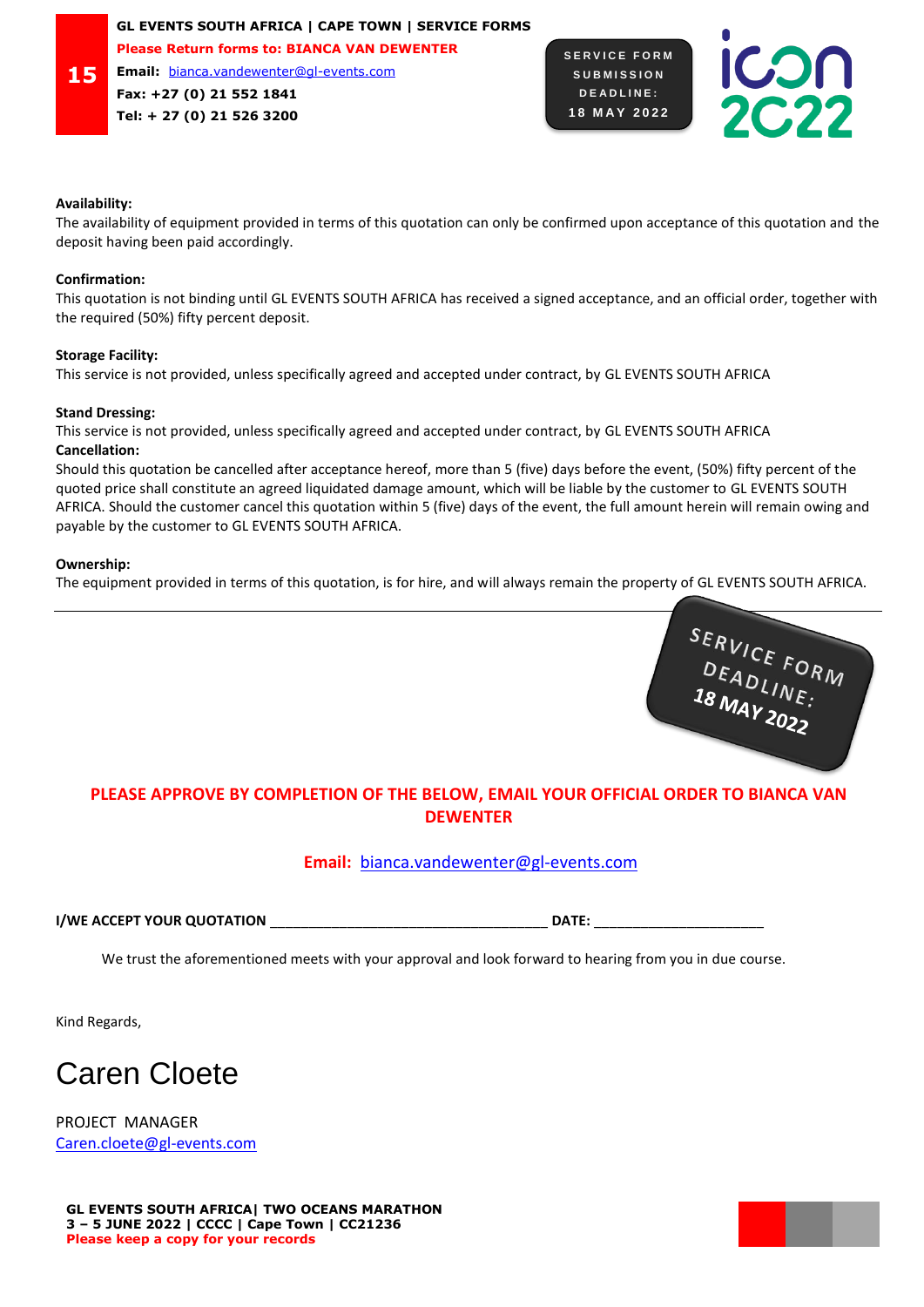**Availability:**
The availability of equipment provided in terms of this quotation can only be confirmed upon acceptance of this quotation and the deposit having been paid accordingly.

**Confirmation:**
This quotation is not binding until GL EVENTS SOUTH AFRICA has received a signed acceptance, and an official order, together with the required (50%) fifty percent deposit.

**Storage Facility:**
This service is not provided, unless specifically agreed and accepted under contract, by GL EVENTS SOUTH AFRICA

**Stand Dressing:**
This service is not provided, unless specifically agreed and accepted under contract, by GL EVENTS SOUTH AFRICA

**Cancellation:**
Should this quotation be cancelled after acceptance hereof, more than 5 (five) days before the event, (50%) fifty percent of the quoted price shall constitute an agreed liquidated damage amount, which will be liable by the customer to GL EVENTS SOUTH AFRICA. Should the customer cancel this quotation within 5 (five) days of the event, the full amount herein will remain owing and payable by the customer to GL EVENTS SOUTH AFRICA.

**Ownership:**
The equipment provided in terms of this quotation, is for hire, and will always remain the property of GL EVENTS SOUTH AFRICA.

SERVICE FORM DEADLINE: 18 MAY 2022

**PLEASE APPROVE BY COMPLETION OF THE BELOW, EMAIL YOUR OFFICIAL ORDER TO BIANCA VAN DEWENTER**

**Email:** bianca.vandewenter@gl-events.com

**I/WE ACCEPT YOUR QUOTATION** ___________________________________ **DATE:** ______________________

We trust the aforementioned meets with your approval and look forward to hearing from you in due course.

Kind Regards,

Caren Cloete

PROJECT MANAGER
Caren.cloete@gl-events.com